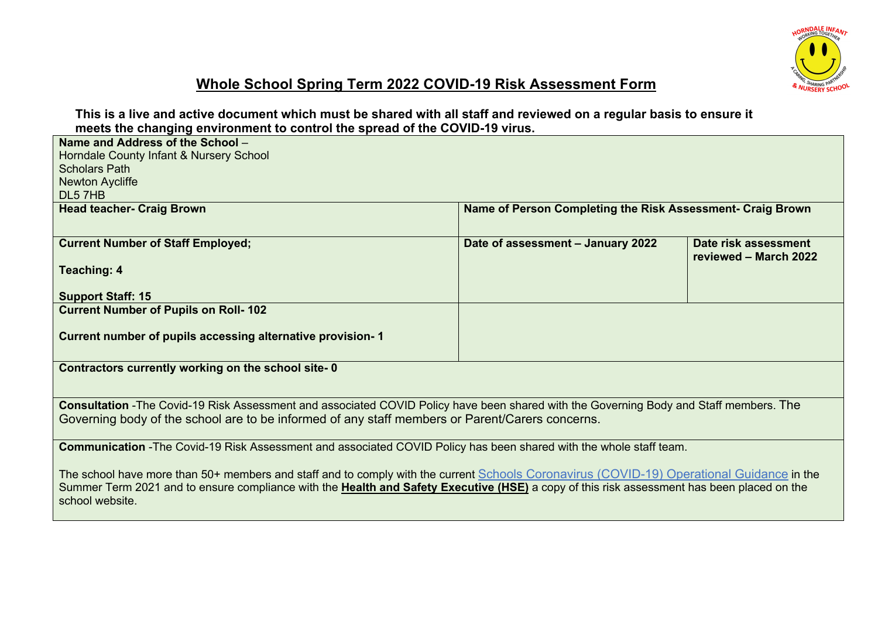# Whole School Spring Term 2022 COVID-19 Risk Assessment Form

**This is a live and active document which must be shared with all staff and reviewed on a regular basis to ensure it meets the changing environment to control the spread of the COVID-19 virus.**

| **Name and Address of the School** – Horndale County Infant & Nursery School Scholars Path Newton Aycliffe DL5 7HB | | |
|---|---|---|
| **Head teacher- Craig Brown** | **Name of Person Completing the Risk Assessment- Craig Brown** | |
| **Current Number of Staff Employed;** **Teaching: 4** **Support Staff: 15** | **Date of assessment – January 2022** | **Date risk assessment reviewed – March 2022** |
| **Current Number of Pupils on Roll- 102** **Current number of pupils accessing alternative provision- 1** | | |
| **Contractors currently working on the school site- 0** | | |
| **Consultation** -The Covid-19 Risk Assessment and associated COVID Policy have been shared with the Governing Body and Staff members. The Governing body of the school are to be informed of any staff members or Parent/Carers concerns. | | |
| **Communication** -The Covid-19 Risk Assessment and associated COVID Policy has been shared with the whole staff team. The school have more than 50+ members and staff and to comply with the current Schools Coronavirus (COVID-19) Operational Guidance in the Summer Term 2021 and to ensure compliance with the **Health and Safety Executive (HSE)** a copy of this risk assessment has been placed on the school website. | | |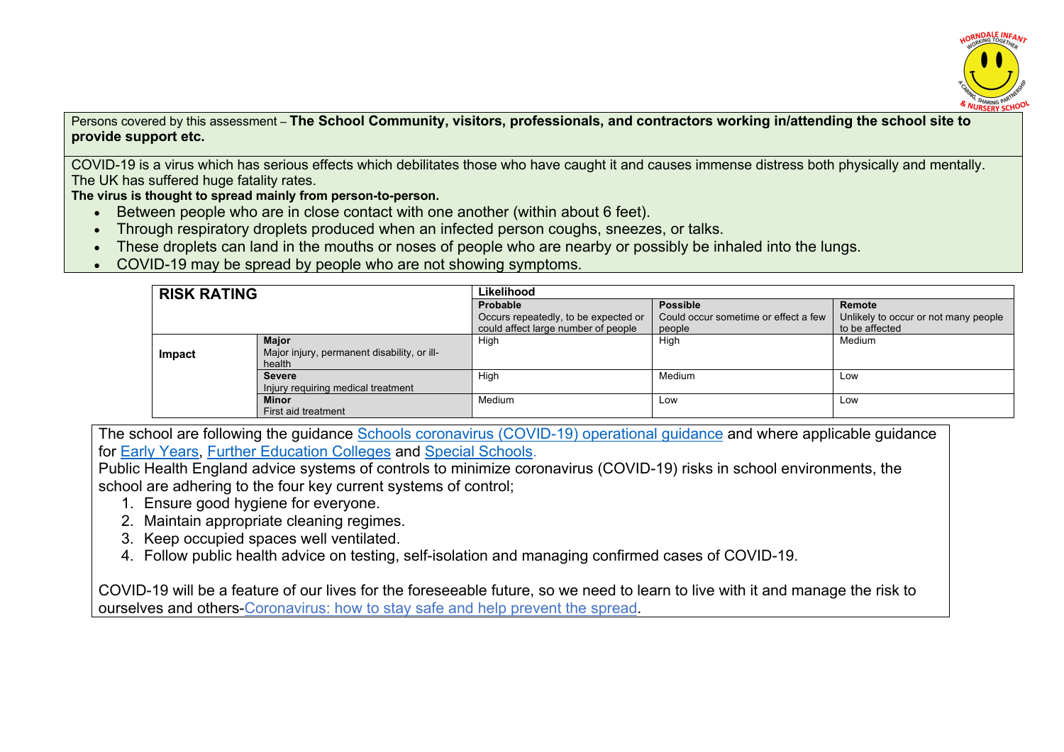Persons covered by this assessment – **The School Community, visitors, professionals, and contractors working in/attending the school site to provide support etc.**

COVID-19 is a virus which has serious effects which debilitates those who have caught it and causes immense distress both physically and mentally. The UK has suffered huge fatality rates.

**The virus is thought to spread mainly from person-to-person.**

- Between people who are in close contact with one another (within about 6 feet).
- Through respiratory droplets produced when an infected person coughs, sneezes, or talks.
- These droplets can land in the mouths or noses of people who are nearby or possibly be inhaled into the lungs.
- COVID-19 may be spread by people who are not showing symptoms.

| **RISK RATING** | | **Likelihood** | | |
|---|---|---|---|---|
| | | **Probable** Occurs repeatedly, to be expected or could affect large number of people | **Possible** Could occur sometime or effect a few people | **Remote** Unlikely to occur or not many people to be affected |
| **Impact** | **Major** Major injury, permanent disability, or ill-health | High | High | Medium |
| | **Severe** Injury requiring medical treatment | High | Medium | Low |
| | **Minor** First aid treatment | Medium | Low | Low |

The school are following the guidance [Schools coronavirus (COVID-19) operational guidance] and where applicable guidance for [Early Years], [Further Education Colleges] and [Special Schools].

Public Health England advice systems of controls to minimize coronavirus (COVID-19) risks in school environments, the school are adhering to the four key current systems of control;

1. Ensure good hygiene for everyone.
2. Maintain appropriate cleaning regimes.
3. Keep occupied spaces well ventilated.
4. Follow public health advice on testing, self-isolation and managing confirmed cases of COVID-19.

COVID-19 will be a feature of our lives for the foreseeable future, so we need to learn to live with it and manage the risk to ourselves and others-[Coronavirus: how to stay safe and help prevent the spread].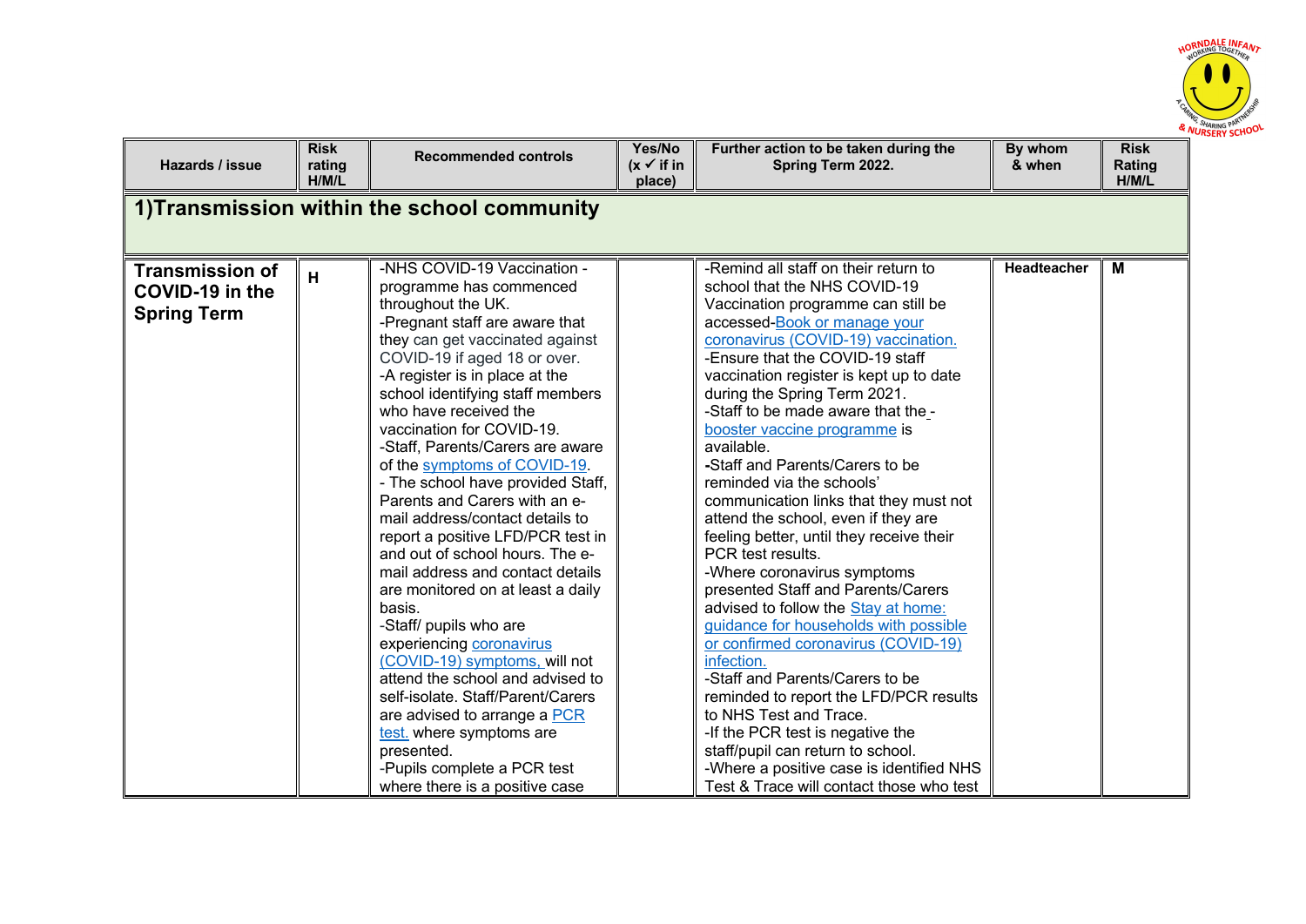| Hazards / issue | Risk rating H/M/L | Recommended controls | Yes/No (x ✓ if in place) | Further action to be taken during the Spring Term 2022. | By whom & when | Risk Rating H/M/L |
|---|---|---|---|---|---|---|
| **1)Transmission within the school community** | | | | | | |
| **Transmission of COVID-19 in the Spring Term** | **H** | -NHS COVID-19 Vaccination - programme has commenced throughout the UK.<br>-Pregnant staff are aware that they can get vaccinated against COVID-19 if aged 18 or over.<br>-A register is in place at the school identifying staff members who have received the vaccination for COVID-19.<br>-Staff, Parents/Carers are aware of the symptoms of COVID-19.<br>- The school have provided Staff, Parents and Carers with an e-mail address/contact details to report a positive LFD/PCR test in and out of school hours. The e-mail address and contact details are monitored on at least a daily basis.<br>-Staff/ pupils who are experiencing coronavirus (COVID-19) symptoms, will not attend the school and advised to self-isolate. Staff/Parent/Carers are advised to arrange a PCR test. where symptoms are presented.<br>-Pupils complete a PCR test where there is a positive case | | -Remind all staff on their return to school that the NHS COVID-19 Vaccination programme can still be accessed-Book or manage your coronavirus (COVID-19) vaccination.<br>-Ensure that the COVID-19 staff vaccination register is kept up to date during the Spring Term 2021.<br>-Staff to be made aware that the - booster vaccine programme is available.<br>-Staff and Parents/Carers to be reminded via the schools' communication links that they must not attend the school, even if they are feeling better, until they receive their PCR test results.<br>-Where coronavirus symptoms presented Staff and Parents/Carers advised to follow the Stay at home: guidance for households with possible or confirmed coronavirus (COVID-19) infection.<br>-Staff and Parents/Carers to be reminded to report the LFD/PCR results to NHS Test and Trace.<br>-If the PCR test is negative the staff/pupil can return to school.<br>-Where a positive case is identified NHS Test & Trace will contact those who test | **Headteacher** | **M** |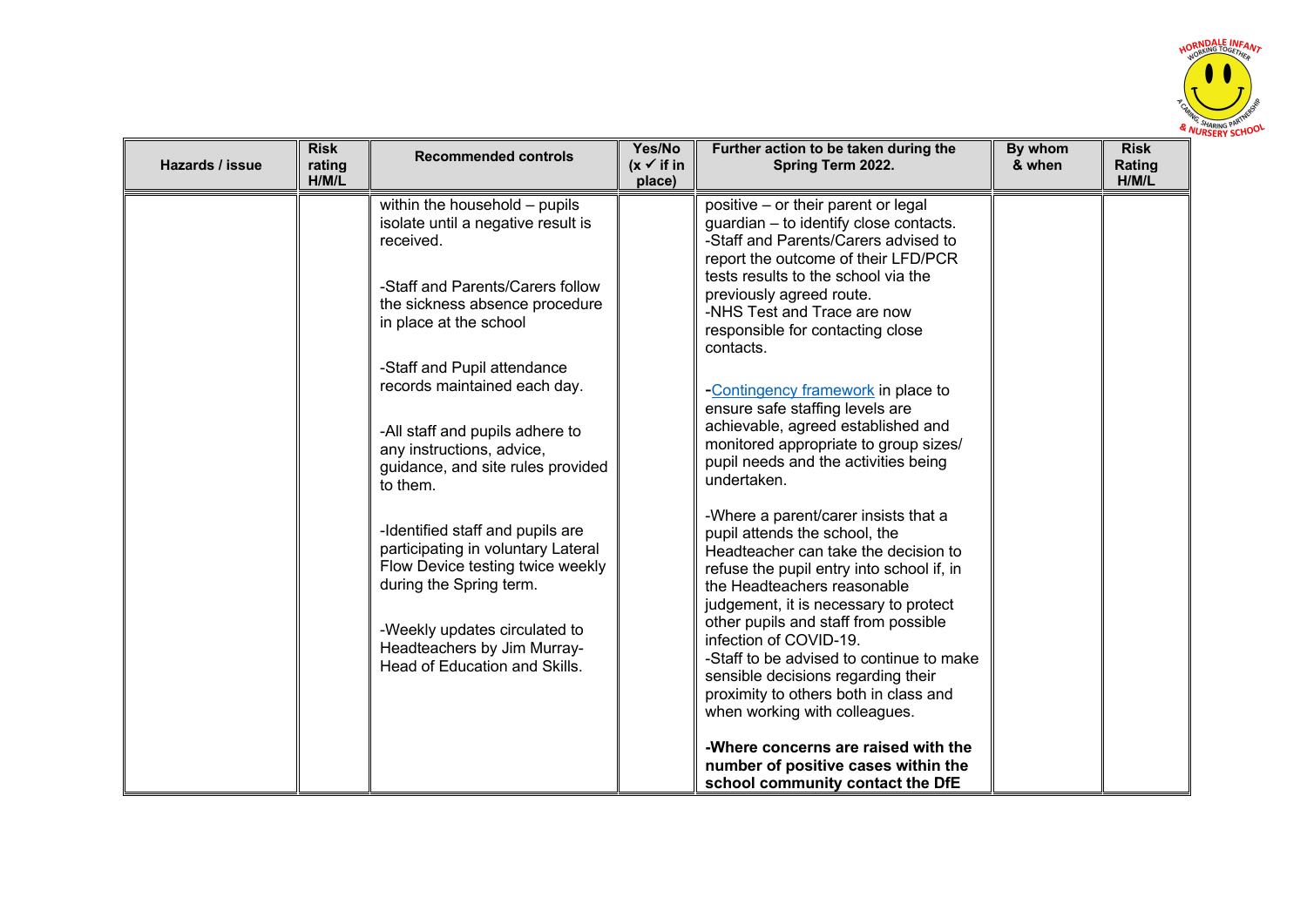| Hazards / issue | Risk rating H/M/L | Recommended controls | Yes/No (x ✓ if in place) | Further action to be taken during the Spring Term 2022. | By whom & when | Risk Rating H/M/L |
|---|---|---|---|---|---|---|
| | | within the household – pupils isolate until a negative result is received.<br><br>-Staff and Parents/Carers follow the sickness absence procedure in place at the school<br><br>-Staff and Pupil attendance records maintained each day.<br><br>-All staff and pupils adhere to any instructions, advice, guidance, and site rules provided to them.<br><br>-Identified staff and pupils are participating in voluntary Lateral Flow Device testing twice weekly during the Spring term.<br><br>-Weekly updates circulated to Headteachers by Jim Murray- Head of Education and Skills. | | positive – or their parent or legal guardian – to identify close contacts.<br>-Staff and Parents/Carers advised to report the outcome of their LFD/PCR tests results to the school via the previously agreed route.<br>-NHS Test and Trace are now responsible for contacting close contacts.<br><br>-Contingency framework in place to ensure safe staffing levels are achievable, agreed established and monitored appropriate to group sizes/ pupil needs and the activities being undertaken.<br><br>-Where a parent/carer insists that a pupil attends the school, the Headteacher can take the decision to refuse the pupil entry into school if, in the Headteachers reasonable judgement, it is necessary to protect other pupils and staff from possible infection of COVID-19.<br>-Staff to be advised to continue to make sensible decisions regarding their proximity to others both in class and when working with colleagues.<br><br>**-Where concerns are raised with the number of positive cases within the school community contact the DfE** | | |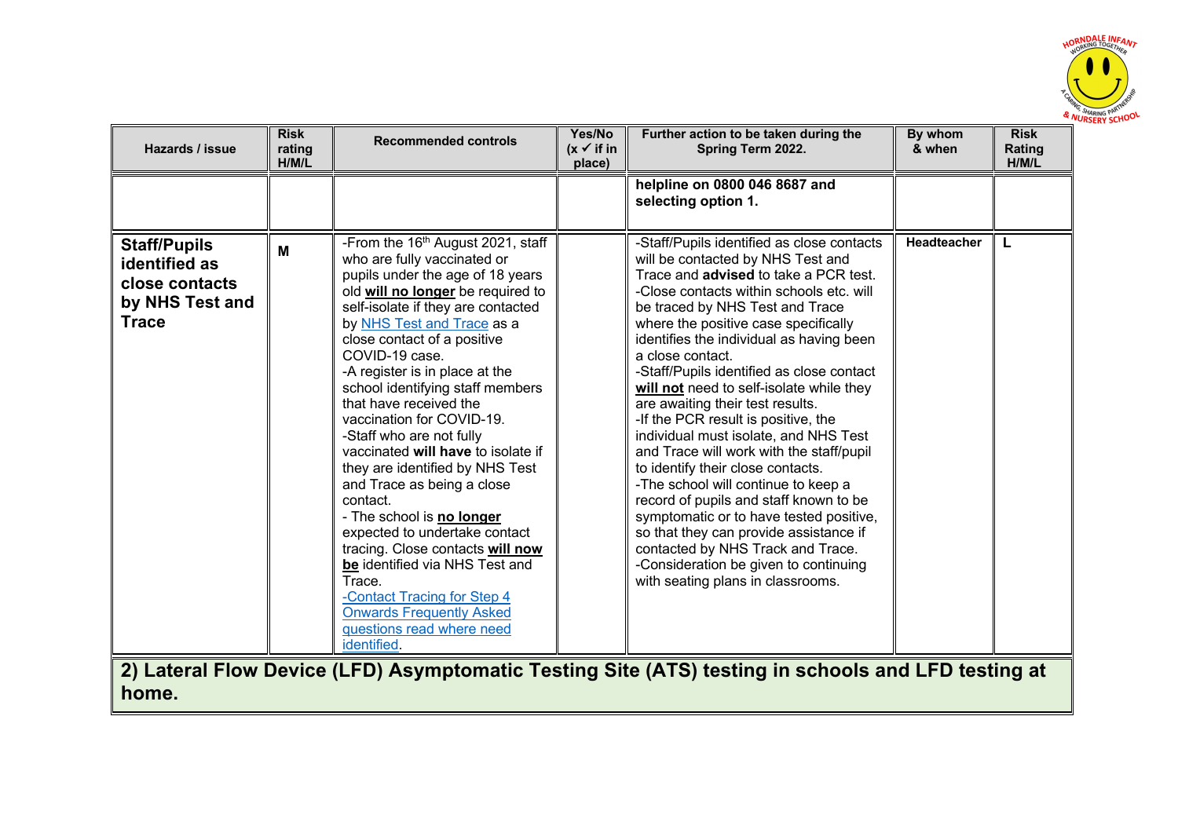| Hazards / issue | Risk rating H/M/L | Recommended controls | Yes/No (x ✓ if in place) | Further action to be taken during the Spring Term 2022. | By whom & when | Risk Rating H/M/L |
|---|---|---|---|---|---|---|
| | | | | **helpline on 0800 046 8687 and selecting option 1.** | | |
| **Staff/Pupils identified as close contacts by NHS Test and Trace** | **M** | -From the 16th August 2021, staff who are fully vaccinated or pupils under the age of 18 years old **will no longer** be required to self-isolate if they are contacted by NHS Test and Trace as a close contact of a positive COVID-19 case.<br>-A register is in place at the school identifying staff members that have received the vaccination for COVID-19.<br>-Staff who are not fully vaccinated **will have** to isolate if they are identified by NHS Test and Trace as being a close contact.<br>- The school is **no longer** expected to undertake contact tracing. Close contacts **will now be** identified via NHS Test and Trace.<br>-Contact Tracing for Step 4 Onwards Frequently Asked questions read where need identified. | | -Staff/Pupils identified as close contacts will be contacted by NHS Test and Trace and **advised** to take a PCR test.<br>-Close contacts within schools etc. will be traced by NHS Test and Trace where the positive case specifically identifies the individual as having been a close contact.<br>-Staff/Pupils identified as close contact **will not** need to self-isolate while they are awaiting their test results.<br>-If the PCR result is positive, the individual must isolate, and NHS Test and Trace will work with the staff/pupil to identify their close contacts.<br>-The school will continue to keep a record of pupils and staff known to be symptomatic or to have tested positive, so that they can provide assistance if contacted by NHS Track and Trace.<br>-Consideration be given to continuing with seating plans in classrooms. | **Headteacher** | **L** |

## 2) Lateral Flow Device (LFD) Asymptomatic Testing Site (ATS) testing in schools and LFD testing at home.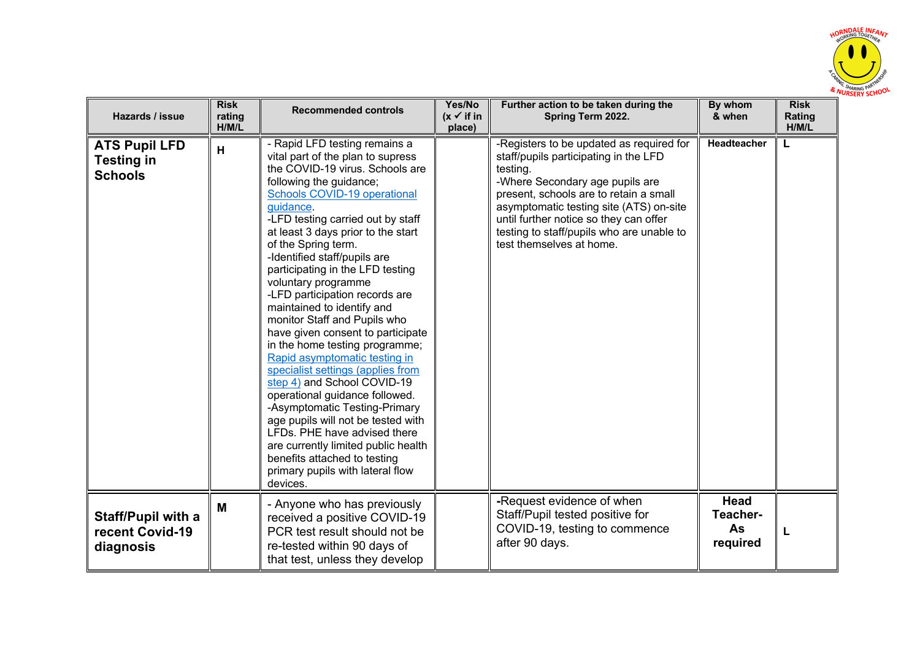| Hazards / issue | Risk rating H/M/L | Recommended controls | Yes/No (x ✓ if in place) | Further action to be taken during the Spring Term 2022. | By whom & when | Risk Rating H/M/L |
|---|---|---|---|---|---|---|
| **ATS Pupil LFD Testing in Schools** | **H** | - Rapid LFD testing remains a vital part of the plan to supress the COVID-19 virus. Schools are following the guidance; [Schools COVID-19 operational guidance](). -LFD testing carried out by staff at least 3 days prior to the start of the Spring term. -Identified staff/pupils are participating in the LFD testing voluntary programme -LFD participation records are maintained to identify and monitor Staff and Pupils who have given consent to participate in the home testing programme; [Rapid asymptomatic testing in specialist settings (applies from step 4)]() and School COVID-19 operational guidance followed. -Asymptomatic Testing-Primary age pupils will not be tested with LFDs. PHE have advised there are currently limited public health benefits attached to testing primary pupils with lateral flow devices. | | -Registers to be updated as required for staff/pupils participating in the LFD testing. -Where Secondary age pupils are present, schools are to retain a small asymptomatic testing site (ATS) on-site until further notice so they can offer testing to staff/pupils who are unable to test themselves at home. | **Headteacher** | **L** |
| **Staff/Pupil with a recent Covid-19 diagnosis** | **M** | - Anyone who has previously received a positive COVID-19 PCR test result should not be re-tested within 90 days of that test, unless they develop | | -Request evidence of when Staff/Pupil tested positive for COVID-19, testing to commence after 90 days. | **Head Teacher- As required** | **L** |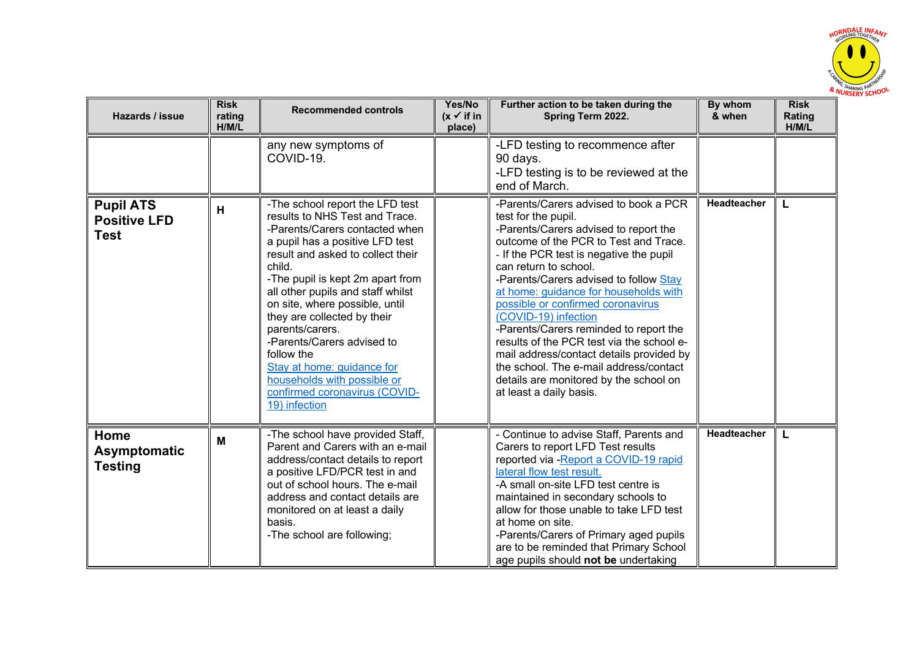| Hazards / issue | Risk rating H/M/L | Recommended controls | Yes/No (x ✓ if in place) | Further action to be taken during the Spring Term 2022. | By whom & when | Risk Rating H/M/L |
|---|---|---|---|---|---|---|
| | | any new symptoms of COVID-19. | | -LFD testing to recommence after 90 days.<br>-LFD testing is to be reviewed at the end of March. | | |
| **Pupil ATS Positive LFD Test** | **H** | -The school report the LFD test results to NHS Test and Trace.<br>-Parents/Carers contacted when a pupil has a positive LFD test result and asked to collect their child.<br>-The pupil is kept 2m apart from all other pupils and staff whilst on site, where possible, until they are collected by their parents/carers.<br>-Parents/Carers advised to follow the Stay at home: guidance for households with possible or confirmed coronavirus (COVID-19) infection | | -Parents/Carers advised to book a PCR test for the pupil.<br>-Parents/Carers advised to report the outcome of the PCR to Test and Trace.<br>- If the PCR test is negative the pupil can return to school.<br>-Parents/Carers advised to follow Stay at home: guidance for households with possible or confirmed coronavirus (COVID-19) infection<br>-Parents/Carers reminded to report the results of the PCR test via the school e-mail address/contact details provided by the school. The e-mail address/contact details are monitored by the school on at least a daily basis. | **Headteacher** | **L** |
| **Home Asymptomatic Testing** | **M** | -The school have provided Staff, Parent and Carers with an e-mail address/contact details to report a positive LFD/PCR test in and out of school hours. The e-mail address and contact details are monitored on at least a daily basis.<br>-The school are following; | | - Continue to advise Staff, Parents and Carers to report LFD Test results reported via -Report a COVID-19 rapid lateral flow test result.<br>-A small on-site LFD test centre is maintained in secondary schools to allow for those unable to take LFD test at home on site.<br>-Parents/Carers of Primary aged pupils are to be reminded that Primary School age pupils should **not be** undertaking | **Headteacher** | **L** |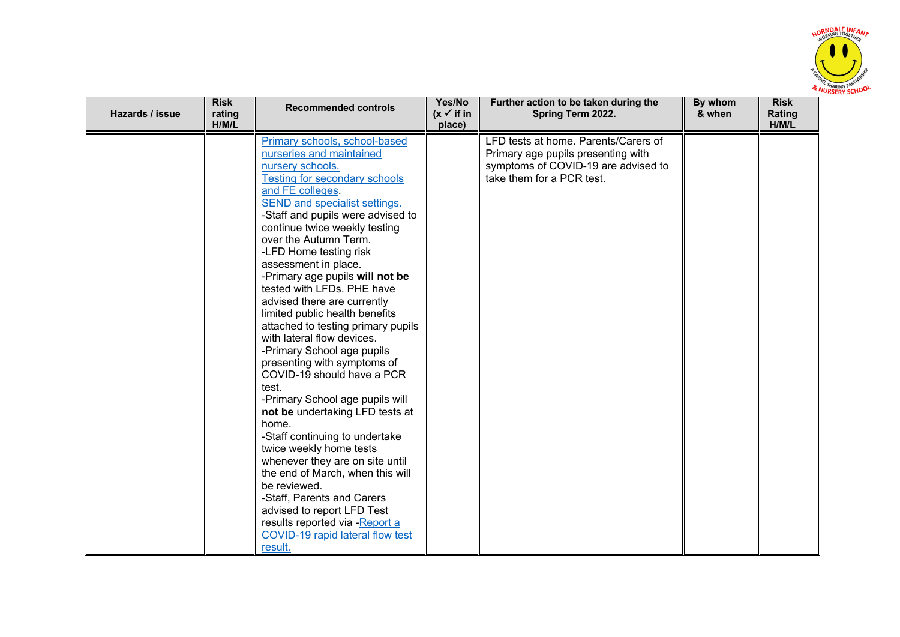| Hazards / issue | Risk rating H/M/L | Recommended controls | Yes/No (x ✓ if in place) | Further action to be taken during the Spring Term 2022. | By whom & when | Risk Rating H/M/L |
|---|---|---|---|---|---|---|
| | | Primary schools, school-based nurseries and maintained nursery schools.<br>Testing for secondary schools and FE colleges.<br>SEND and specialist settings.<br>-Staff and pupils were advised to continue twice weekly testing over the Autumn Term.<br>-LFD Home testing risk assessment in place.<br>-Primary age pupils **will not be** tested with LFDs. PHE have advised there are currently limited public health benefits attached to testing primary pupils with lateral flow devices.<br>-Primary School age pupils presenting with symptoms of COVID-19 should have a PCR test.<br>-Primary School age pupils will **not be** undertaking LFD tests at home.<br>-Staff continuing to undertake twice weekly home tests whenever they are on site until the end of March, when this will be reviewed.<br>-Staff, Parents and Carers advised to report LFD Test results reported via -Report a COVID-19 rapid lateral flow test result. | | LFD tests at home. Parents/Carers of Primary age pupils presenting with symptoms of COVID-19 are advised to take them for a PCR test. | | |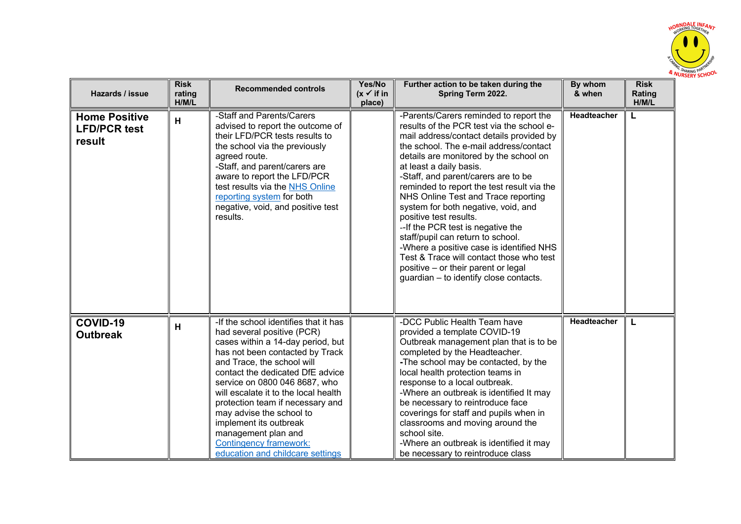| Hazards / issue | Risk rating H/M/L | Recommended controls | Yes/No (x ✓ if in place) | Further action to be taken during the Spring Term 2022. | By whom & when | Risk Rating H/M/L |
|---|---|---|---|---|---|---|
| **Home Positive LFD/PCR test result** | **H** | -Staff and Parents/Carers advised to report the outcome of their LFD/PCR tests results to the school via the previously agreed route.<br>-Staff, and parent/carers are aware to report the LFD/PCR test results via the [NHS Online reporting system](#) for both negative, void, and positive test results. | | -Parents/Carers reminded to report the results of the PCR test via the school e-mail address/contact details provided by the school. The e-mail address/contact details are monitored by the school on at least a daily basis.<br>-Staff, and parent/carers are to be reminded to report the test result via the NHS Online Test and Trace reporting system for both negative, void, and positive test results.<br>--If the PCR test is negative the staff/pupil can return to school.<br>-Where a positive case is identified NHS Test & Trace will contact those who test positive – or their parent or legal guardian – to identify close contacts. | **Headteacher** | **L** |
| **COVID-19 Outbreak** | **H** | -If the school identifies that it has had several positive (PCR) cases within a 14-day period, but has not been contacted by Track and Trace, the school will contact the dedicated DfE advice service on 0800 046 8687, who will escalate it to the local health protection team if necessary and may advise the school to implement its outbreak management plan and [Contingency framework: education and childcare settings](#) | | -DCC Public Health Team have provided a template COVID-19 Outbreak management plan that is to be completed by the Headteacher.<br>-The school may be contacted, by the local health protection teams in response to a local outbreak.<br>-Where an outbreak is identified It may be necessary to reintroduce face coverings for staff and pupils when in classrooms and moving around the school site.<br>-Where an outbreak is identified it may be necessary to reintroduce class | **Headteacher** | **L** |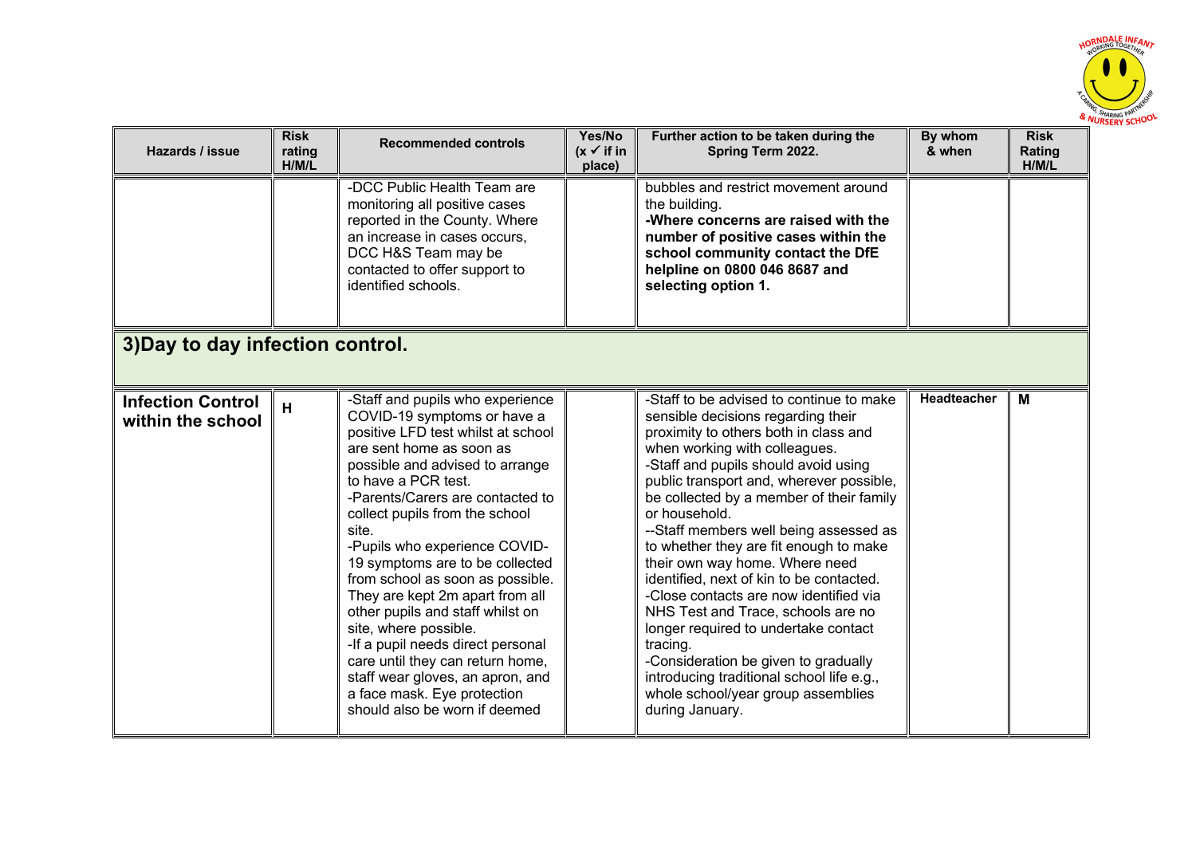| Hazards / issue | Risk rating H/M/L | Recommended controls | Yes/No (x ✓ if in place) | Further action to be taken during the Spring Term 2022. | By whom & when | Risk Rating H/M/L |
|---|---|---|---|---|---|---|
| | | -DCC Public Health Team are monitoring all positive cases reported in the County. Where an increase in cases occurs, DCC H&S Team may be contacted to offer support to identified schools. | | bubbles and restrict movement around the building. **-Where concerns are raised with the number of positive cases within the school community contact the DfE helpline on 0800 046 8687 and selecting option 1.** | | |
| **3)Day to day infection control.** | | | | | | |
| **Infection Control within the school** | **H** | -Staff and pupils who experience COVID-19 symptoms or have a positive LFD test whilst at school are sent home as soon as possible and advised to arrange to have a PCR test. -Parents/Carers are contacted to collect pupils from the school site. -Pupils who experience COVID-19 symptoms are to be collected from school as soon as possible. They are kept 2m apart from all other pupils and staff whilst on site, where possible. -If a pupil needs direct personal care until they can return home, staff wear gloves, an apron, and a face mask. Eye protection should also be worn if deemed | | -Staff to be advised to continue to make sensible decisions regarding their proximity to others both in class and when working with colleagues. -Staff and pupils should avoid using public transport and, wherever possible, be collected by a member of their family or household. --Staff members well being assessed as to whether they are fit enough to make their own way home. Where need identified, next of kin to be contacted. -Close contacts are now identified via NHS Test and Trace, schools are no longer required to undertake contact tracing. -Consideration be given to gradually introducing traditional school life e.g., whole school/year group assemblies during January. | **Headteacher** | **M** |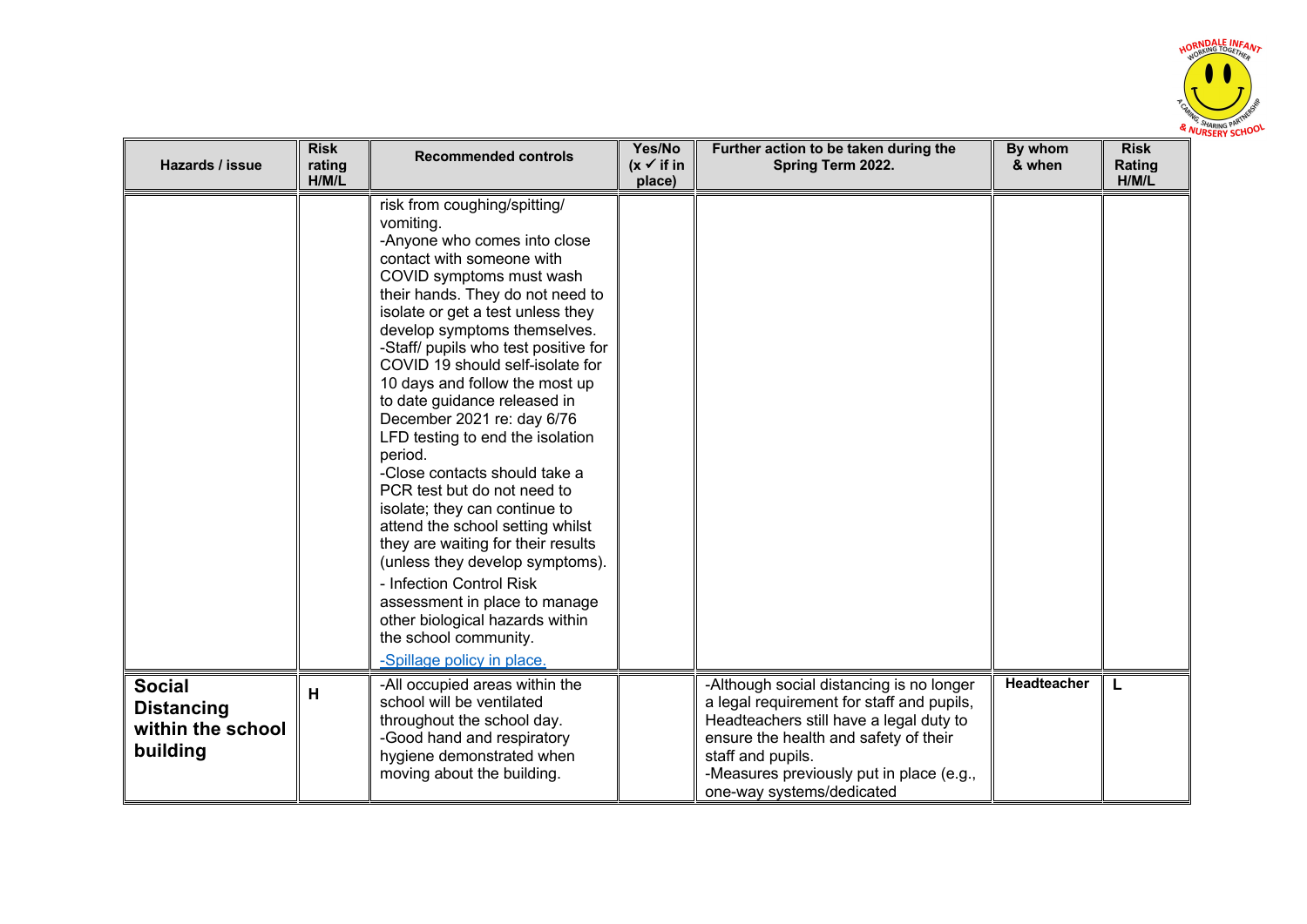| Hazards / issue | Risk rating H/M/L | Recommended controls | Yes/No (x ✓ if in place) | Further action to be taken during the Spring Term 2022. | By whom & when | Risk Rating H/M/L |
|---|---|---|---|---|---|---|
| | | risk from coughing/spitting/ vomiting.<br>-Anyone who comes into close contact with someone with COVID symptoms must wash their hands. They do not need to isolate or get a test unless they develop symptoms themselves.<br>-Staff/ pupils who test positive for COVID 19 should self-isolate for 10 days and follow the most up to date guidance released in December 2021 re: day 6/76 LFD testing to end the isolation period.<br>-Close contacts should take a PCR test but do not need to isolate; they can continue to attend the school setting whilst they are waiting for their results (unless they develop symptoms).<br>- Infection Control Risk assessment in place to manage other biological hazards within the school community.<br>-Spillage policy in place. | | | | |
| **Social Distancing within the school building** | **H** | -All occupied areas within the school will be ventilated throughout the school day.<br>-Good hand and respiratory hygiene demonstrated when moving about the building. | | -Although social distancing is no longer a legal requirement for staff and pupils, Headteachers still have a legal duty to ensure the health and safety of their staff and pupils.<br>-Measures previously put in place (e.g., one-way systems/dedicated | **Headteacher** | **L** |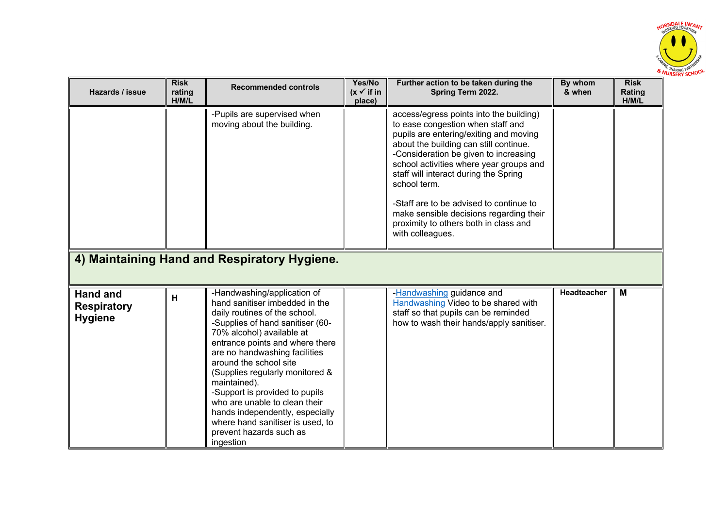| Hazards / issue | Risk rating H/M/L | Recommended controls | Yes/No (x ✓ if in place) | Further action to be taken during the Spring Term 2022. | By whom & when | Risk Rating H/M/L |
|---|---|---|---|---|---|---|
| | | -Pupils are supervised when moving about the building. | | access/egress points into the building) to ease congestion when staff and pupils are entering/exiting and moving about the building can still continue. -Consideration be given to increasing school activities where year groups and staff will interact during the Spring school term. -Staff are to be advised to continue to make sensible decisions regarding their proximity to others both in class and with colleagues. | | |
| **4) Maintaining Hand and Respiratory Hygiene.** | | | | | | |
| **Hand and Respiratory Hygiene** | H | -Handwashing/application of hand sanitiser imbedded in the daily routines of the school. -Supplies of hand sanitiser (60-70% alcohol) available at entrance points and where there are no handwashing facilities around the school site (Supplies regularly monitored & maintained). -Support is provided to pupils who are unable to clean their hands independently, especially where hand sanitiser is used, to prevent hazards such as ingestion | | -Handwashing guidance and Handwashing Video to be shared with staff so that pupils can be reminded how to wash their hands/apply sanitiser. | **Headteacher** | M |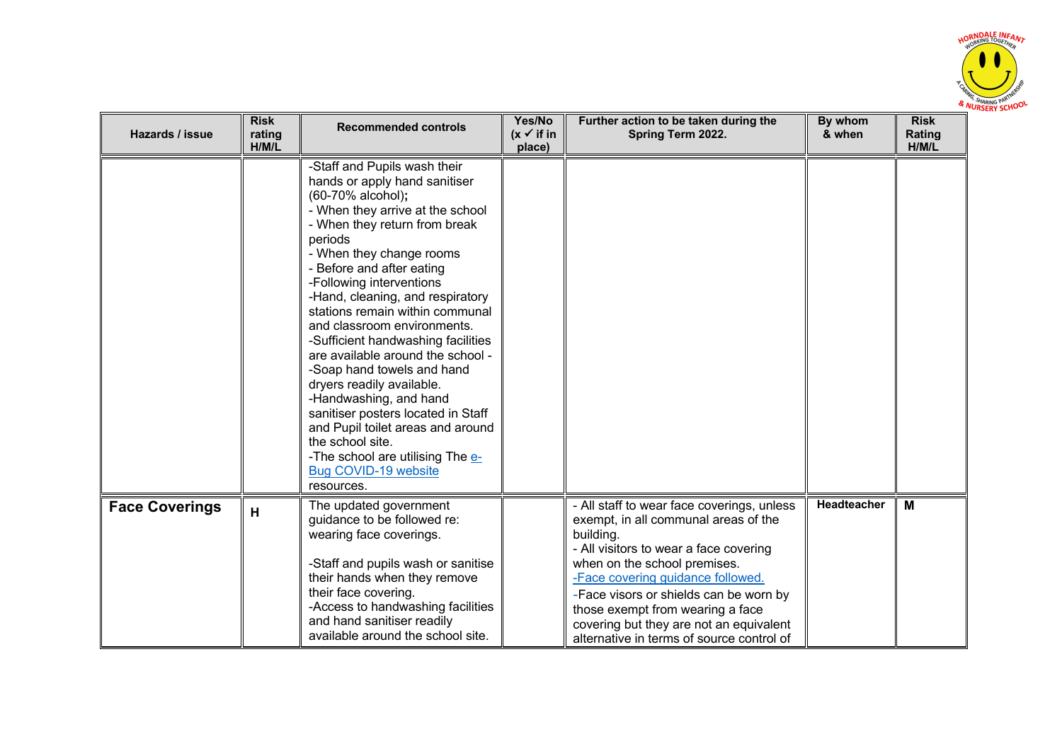| Hazards / issue | Risk rating H/M/L | Recommended controls | Yes/No (x ✓ if in place) | Further action to be taken during the Spring Term 2022. | By whom & when | Risk Rating H/M/L |
|---|---|---|---|---|---|---|
| | | -Staff and Pupils wash their hands or apply hand sanitiser (60-70% alcohol);<br>- When they arrive at the school<br>- When they return from break periods<br>- When they change rooms<br>- Before and after eating<br>-Following interventions<br>-Hand, cleaning, and respiratory stations remain within communal and classroom environments.<br>-Sufficient handwashing facilities are available around the school -<br>-Soap hand towels and hand dryers readily available.<br>-Handwashing, and hand sanitiser posters located in Staff and Pupil toilet areas and around the school site.<br>-The school are utilising The e-Bug COVID-19 website resources. | | | | |
| **Face Coverings** | **H** | The updated government guidance to be followed re: wearing face coverings.<br><br>-Staff and pupils wash or sanitise their hands when they remove their face covering.<br>-Access to handwashing facilities and hand sanitiser readily available around the school site. | | - All staff to wear face coverings, unless exempt, in all communal areas of the building.<br>- All visitors to wear a face covering when on the school premises.<br>-Face covering guidance followed.<br>-Face visors or shields can be worn by those exempt from wearing a face covering but they are not an equivalent alternative in terms of source control of | **Headteacher** | **M** |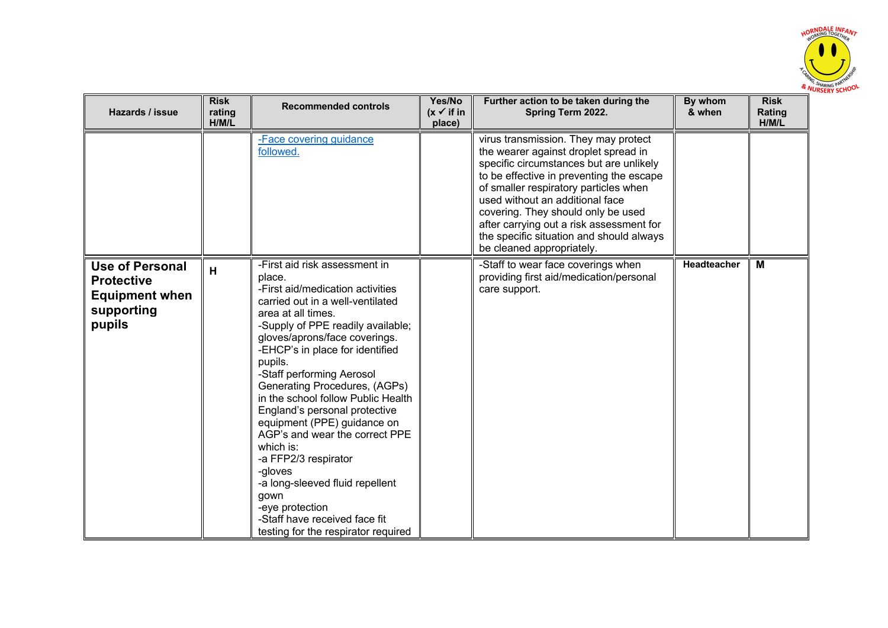| Hazards / issue | Risk rating H/M/L | Recommended controls | Yes/No (x ✓ if in place) | Further action to be taken during the Spring Term 2022. | By whom & when | Risk Rating H/M/L |
|---|---|---|---|---|---|---|
| | | -Face covering guidance followed. | | virus transmission. They may protect the wearer against droplet spread in specific circumstances but are unlikely to be effective in preventing the escape of smaller respiratory particles when used without an additional face covering. They should only be used after carrying out a risk assessment for the specific situation and should always be cleaned appropriately. | | |
| **Use of Personal Protective Equipment when supporting pupils** | **H** | -First aid risk assessment in place.<br>-First aid/medication activities carried out in a well-ventilated area at all times.<br>-Supply of PPE readily available; gloves/aprons/face coverings.<br>-EHCP's in place for identified pupils.<br>-Staff performing Aerosol Generating Procedures, (AGPs) in the school follow Public Health England's personal protective equipment (PPE) guidance on AGP's and wear the correct PPE which is:<br>-a FFP2/3 respirator<br>-gloves<br>-a long-sleeved fluid repellent gown<br>-eye protection<br>-Staff have received face fit testing for the respirator required | | -Staff to wear face coverings when providing first aid/medication/personal care support. | **Headteacher** | **M** |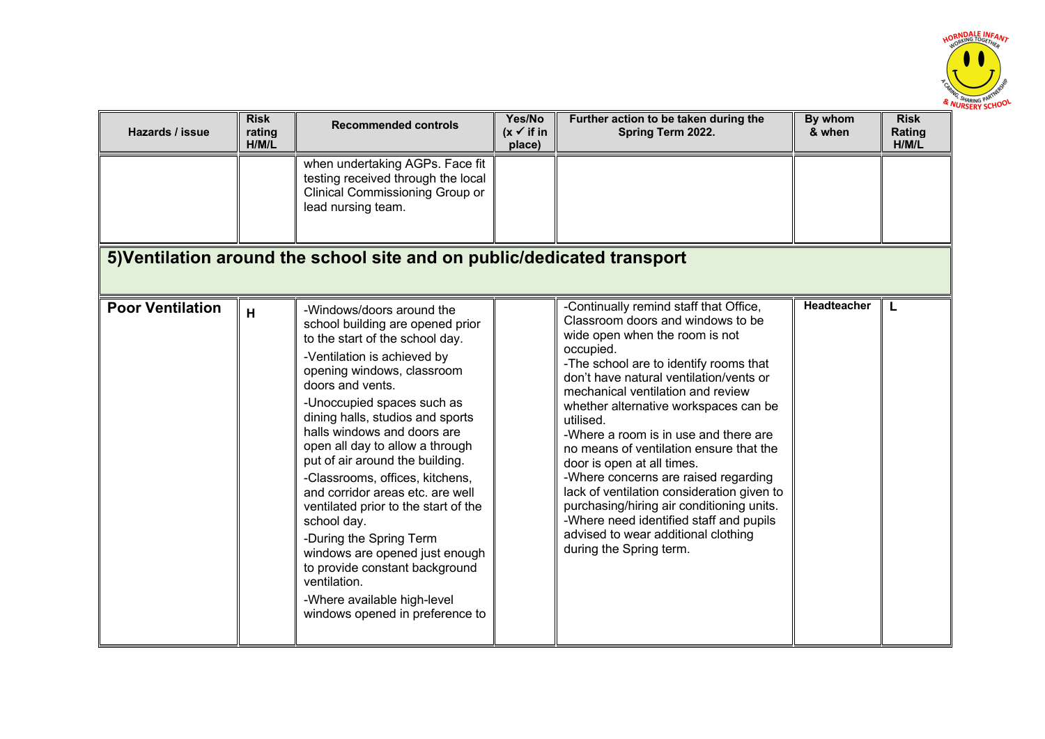| Hazards / issue | Risk rating H/M/L | Recommended controls | Yes/No (x ✓ if in place) | Further action to be taken during the Spring Term 2022. | By whom & when | Risk Rating H/M/L |
|---|---|---|---|---|---|---|
| | | when undertaking AGPs. Face fit testing received through the local Clinical Commissioning Group or lead nursing team. | | | | |
| **5)Ventilation around the school site and on public/dedicated transport** | | | | | | |
| **Poor Ventilation** | **H** | -Windows/doors around the school building are opened prior to the start of the school day.<br>-Ventilation is achieved by opening windows, classroom doors and vents.<br>-Unoccupied spaces such as dining halls, studios and sports halls windows and doors are open all day to allow a through put of air around the building.<br>-Classrooms, offices, kitchens, and corridor areas etc. are well ventilated prior to the start of the school day.<br>-During the Spring Term windows are opened just enough to provide constant background ventilation.<br>-Where available high-level windows opened in preference to | | -Continually remind staff that Office, Classroom doors and windows to be wide open when the room is not occupied.<br>-The school are to identify rooms that don't have natural ventilation/vents or mechanical ventilation and review whether alternative workspaces can be utilised.<br>-Where a room is in use and there are no means of ventilation ensure that the door is open at all times.<br>-Where concerns are raised regarding lack of ventilation consideration given to purchasing/hiring air conditioning units.<br>-Where need identified staff and pupils advised to wear additional clothing during the Spring term. | **Headteacher** | **L** |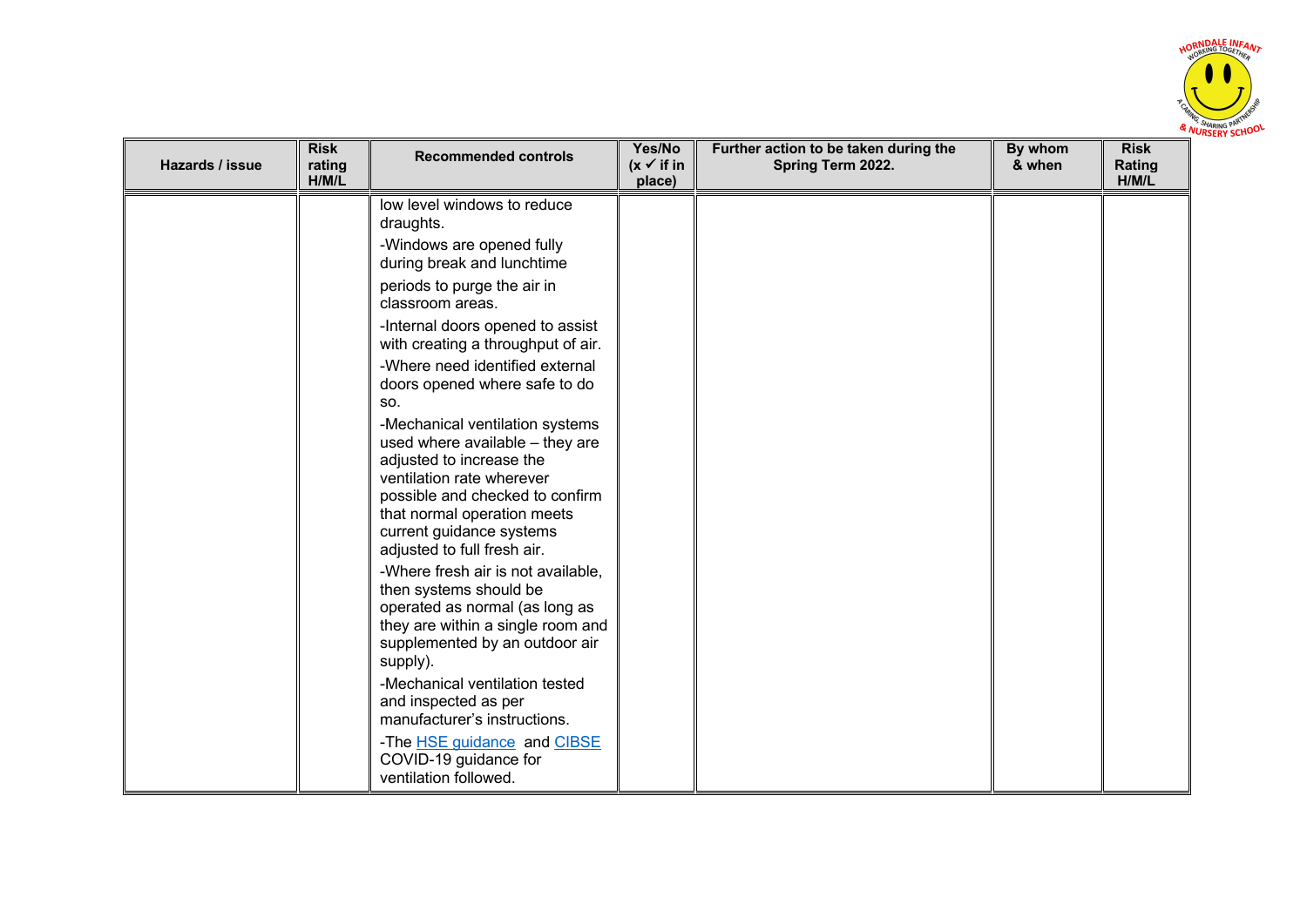| Hazards / issue | Risk rating H/M/L | Recommended controls | Yes/No (x ✓ if in place) | Further action to be taken during the Spring Term 2022. | By whom & when | Risk Rating H/M/L |
|---|---|---|---|---|---|---|
| | | low level windows to reduce draughts.<br>-Windows are opened fully during break and lunchtime periods to purge the air in classroom areas.<br>-Internal doors opened to assist with creating a throughput of air.<br>-Where need identified external doors opened where safe to do so.<br>-Mechanical ventilation systems used where available – they are adjusted to increase the ventilation rate wherever possible and checked to confirm that normal operation meets current guidance systems adjusted to full fresh air.<br>-Where fresh air is not available, then systems should be operated as normal (as long as they are within a single room and supplemented by an outdoor air supply).<br>-Mechanical ventilation tested and inspected as per manufacturer's instructions.<br>-The HSE guidance and CIBSE COVID-19 guidance for ventilation followed. | | | | |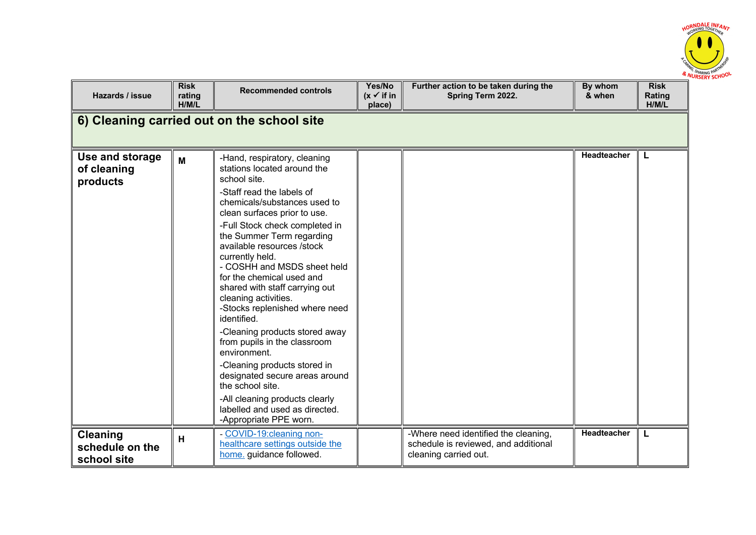| Hazards / issue | Risk rating H/M/L | Recommended controls | Yes/No (x ✓ if in place) | Further action to be taken during the Spring Term 2022. | By whom & when | Risk Rating H/M/L |
|---|---|---|---|---|---|---|
| **6) Cleaning carried out on the school site** | | | | | | |
| **Use and storage of cleaning products** | **M** | -Hand, respiratory, cleaning stations located around the school site.<br>-Staff read the labels of chemicals/substances used to clean surfaces prior to use.<br>-Full Stock check completed in the Summer Term regarding available resources /stock currently held.<br>- COSHH and MSDS sheet held for the chemical used and shared with staff carrying out cleaning activities.<br>-Stocks replenished where need identified.<br>-Cleaning products stored away from pupils in the classroom environment.<br>-Cleaning products stored in designated secure areas around the school site.<br>-All cleaning products clearly labelled and used as directed.<br>-Appropriate PPE worn. | | | **Headteacher** | **L** |
| **Cleaning schedule on the school site** | **H** | - COVID-19:cleaning non-healthcare settings outside the home. guidance followed. | | -Where need identified the cleaning, schedule is reviewed, and additional cleaning carried out. | **Headteacher** | **L** |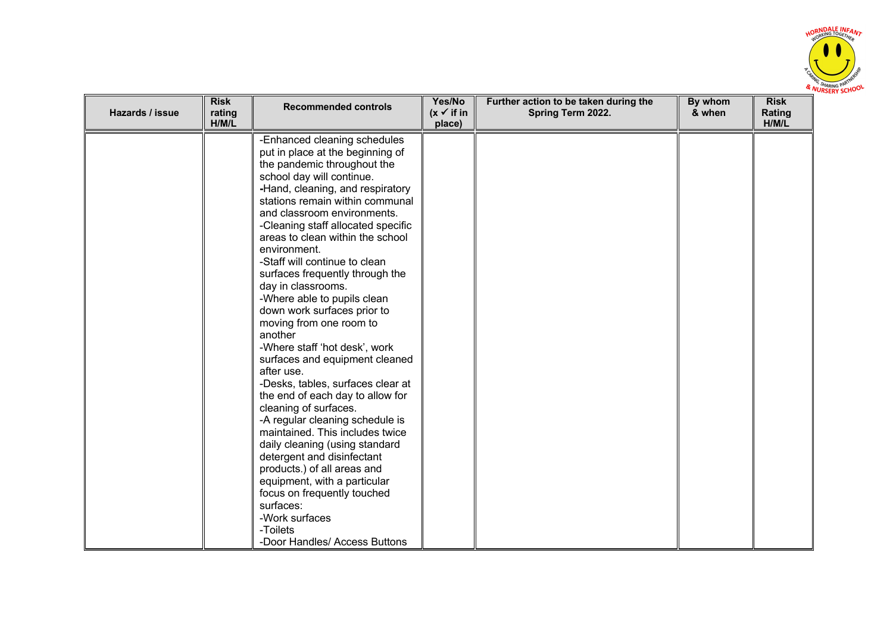| Hazards / issue | Risk rating H/M/L | Recommended controls | Yes/No (x ✓ if in place) | Further action to be taken during the Spring Term 2022. | By whom & when | Risk Rating H/M/L |
|---|---|---|---|---|---|---|
| | | -Enhanced cleaning schedules put in place at the beginning of the pandemic throughout the school day will continue.<br>-Hand, cleaning, and respiratory stations remain within communal and classroom environments.<br>-Cleaning staff allocated specific areas to clean within the school environment.<br>-Staff will continue to clean surfaces frequently through the day in classrooms.<br>-Where able to pupils clean down work surfaces prior to moving from one room to another<br>-Where staff 'hot desk', work surfaces and equipment cleaned after use.<br>-Desks, tables, surfaces clear at the end of each day to allow for cleaning of surfaces.<br>-A regular cleaning schedule is maintained. This includes twice daily cleaning (using standard detergent and disinfectant products.) of all areas and equipment, with a particular focus on frequently touched surfaces:<br>-Work surfaces<br>-Toilets<br>-Door Handles/ Access Buttons | | | | |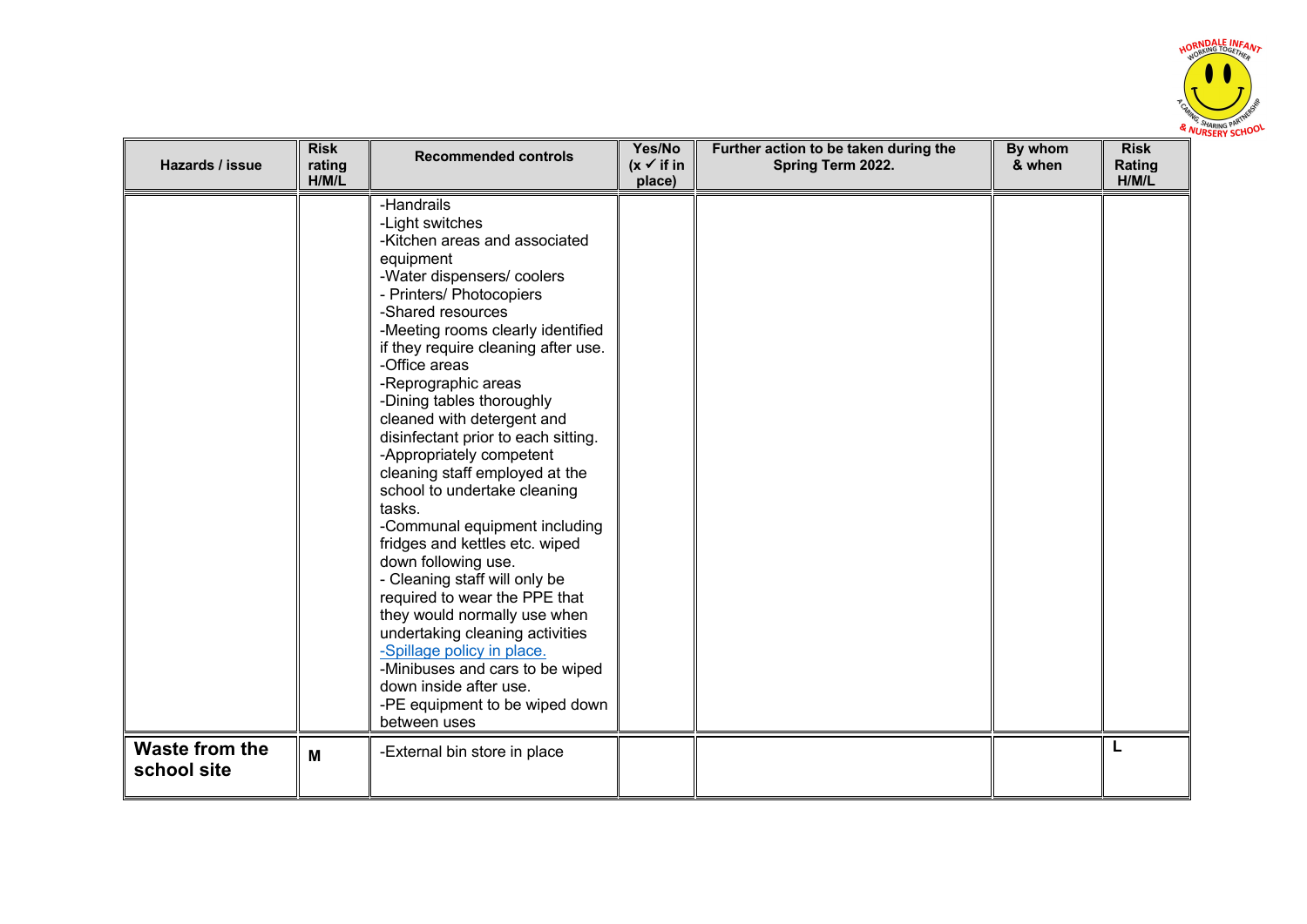| Hazards / issue | Risk rating H/M/L | Recommended controls | Yes/No (x ✓ if in place) | Further action to be taken during the Spring Term 2022. | By whom & when | Risk Rating H/M/L |
|---|---|---|---|---|---|---|
| | | -Handrails<br>-Light switches<br>-Kitchen areas and associated equipment<br>-Water dispensers/ coolers<br>- Printers/ Photocopiers<br>-Shared resources<br>-Meeting rooms clearly identified if they require cleaning after use.<br>-Office areas<br>-Reprographic areas<br>-Dining tables thoroughly cleaned with detergent and disinfectant prior to each sitting.<br>-Appropriately competent cleaning staff employed at the school to undertake cleaning tasks.<br>-Communal equipment including fridges and kettles etc. wiped down following use.<br>- Cleaning staff will only be required to wear the PPE that they would normally use when undertaking cleaning activities<br>-Spillage policy in place.<br>-Minibuses and cars to be wiped down inside after use.<br>-PE equipment to be wiped down between uses | | | | |
| **Waste from the school site** | **M** | -External bin store in place | | | | **L** |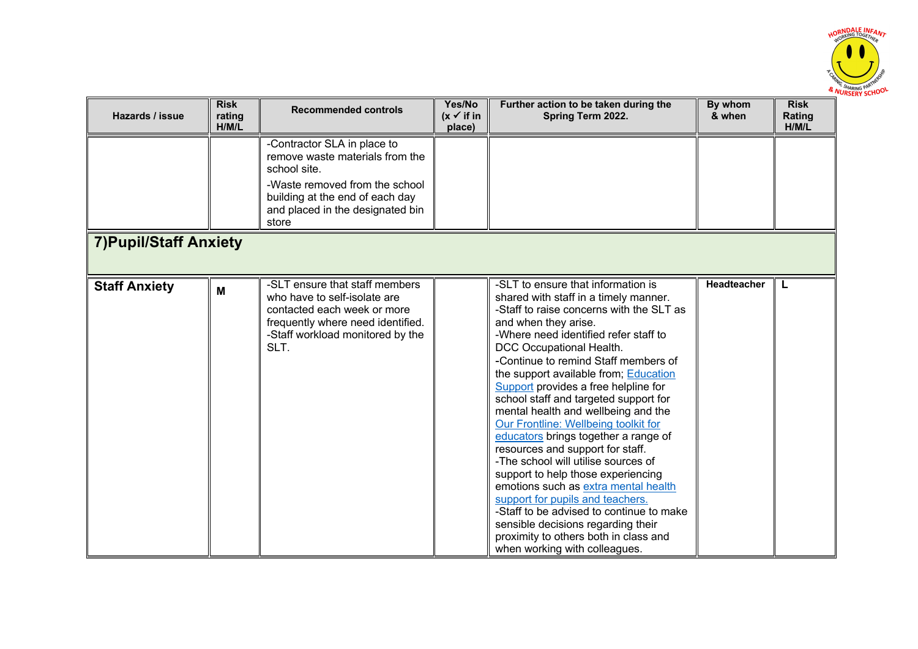| Hazards / issue | Risk rating H/M/L | Recommended controls | Yes/No (x ✓ if in place) | Further action to be taken during the Spring Term 2022. | By whom & when | Risk Rating H/M/L |
|---|---|---|---|---|---|---|
| | | -Contractor SLA in place to remove waste materials from the school site.<br>-Waste removed from the school building at the end of each day and placed in the designated bin store | | | | |
| **7)Pupil/Staff Anxiety** | | | | | | |
| **Staff Anxiety** | **M** | -SLT ensure that staff members who have to self-isolate are contacted each week or more frequently where need identified.<br>-Staff workload monitored by the SLT. | | -SLT to ensure that information is shared with staff in a timely manner.<br>-Staff to raise concerns with the SLT as and when they arise.<br>-Where need identified refer staff to DCC Occupational Health.<br>-Continue to remind Staff members of the support available from; Education Support provides a free helpline for school staff and targeted support for mental health and wellbeing and the Our Frontline: Wellbeing toolkit for educators brings together a range of resources and support for staff.<br>-The school will utilise sources of support to help those experiencing emotions such as extra mental health support for pupils and teachers.<br>-Staff to be advised to continue to make sensible decisions regarding their proximity to others both in class and when working with colleagues. | **Headteacher** | **L** |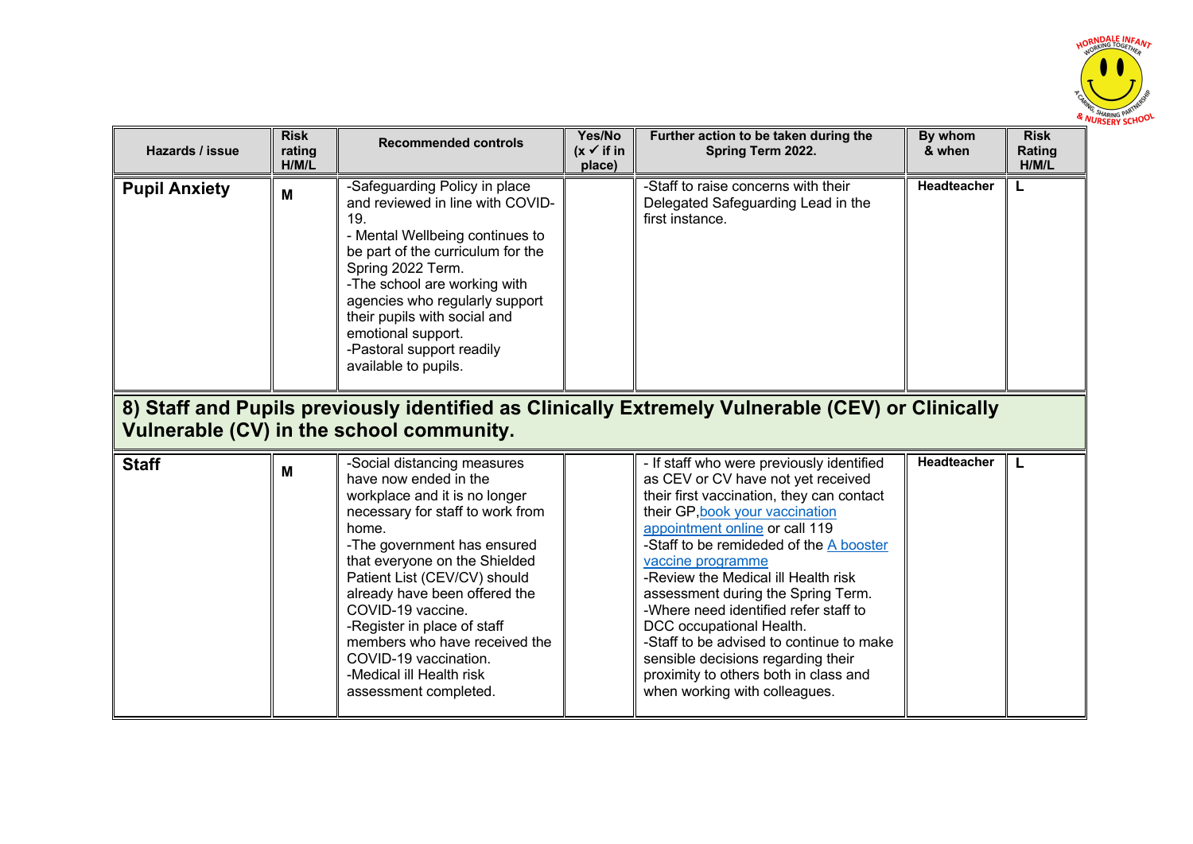| Hazards / issue | Risk rating H/M/L | Recommended controls | Yes/No (x ✓ if in place) | Further action to be taken during the Spring Term 2022. | By whom & when | Risk Rating H/M/L |
|---|---|---|---|---|---|---|
| **Pupil Anxiety** | M | -Safeguarding Policy in place and reviewed in line with COVID-19.<br>- Mental Wellbeing continues to be part of the curriculum for the Spring 2022 Term.<br>-The school are working with agencies who regularly support their pupils with social and emotional support.<br>-Pastoral support readily available to pupils. | | -Staff to raise concerns with their Delegated Safeguarding Lead in the first instance. | Headteacher | L |
| **8) Staff and Pupils previously identified as Clinically Extremely Vulnerable (CEV) or Clinically Vulnerable (CV) in the school community.** | | | | | | |
| **Staff** | M | -Social distancing measures have now ended in the workplace and it is no longer necessary for staff to work from home.<br>-The government has ensured that everyone on the Shielded Patient List (CEV/CV) should already have been offered the COVID-19 vaccine.<br>-Register in place of staff members who have received the COVID-19 vaccination.<br>-Medical ill Health risk assessment completed. | | - If staff who were previously identified as CEV or CV have not yet received their first vaccination, they can contact their GP,book your vaccination appointment online or call 119<br>-Staff to be remideded of the A booster vaccine programme<br>-Review the Medical ill Health risk assessment during the Spring Term.<br>-Where need identified refer staff to DCC occupational Health.<br>-Staff to be advised to continue to make sensible decisions regarding their proximity to others both in class and when working with colleagues. | Headteacher | L |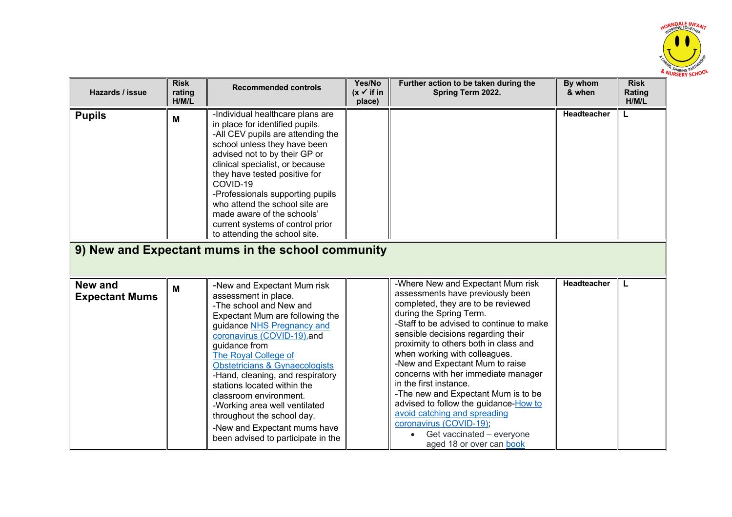| Hazards / issue | Risk rating H/M/L | Recommended controls | Yes/No (x ✓ if in place) | Further action to be taken during the Spring Term 2022. | By whom & when | Risk Rating H/M/L |
|---|---|---|---|---|---|---|
| **Pupils** | **M** | -Individual healthcare plans are in place for identified pupils.<br>-All CEV pupils are attending the school unless they have been advised not to by their GP or clinical specialist, or because they have tested positive for COVID-19<br>-Professionals supporting pupils who attend the school site are made aware of the schools' current systems of control prior to attending the school site. | | | **Headteacher** | **L** |
| **9) New and Expectant mums in the school community** | | | | | | |
| **New and Expectant Mums** | **M** | -New and Expectant Mum risk assessment in place.<br>-The school and New and Expectant Mum are following the guidance [NHS Pregnancy and coronavirus (COVID-19).](NHS Pregnancy and coronavirus (COVID-19)) and guidance from [The Royal College of Obstetricians & Gynaecologists](The Royal College of Obstetricians & Gynaecologists)<br>-Hand, cleaning, and respiratory stations located within the classroom environment.<br>-Working area well ventilated throughout the school day.<br>-New and Expectant mums have been advised to participate in the | | -Where New and Expectant Mum risk assessments have previously been completed, they are to be reviewed during the Spring Term.<br>-Staff to be advised to continue to make sensible decisions regarding their proximity to others both in class and when working with colleagues.<br>-New and Expectant Mum to raise concerns with her immediate manager in the first instance.<br>-The new and Expectant Mum is to be advised to follow the guidance-How to avoid catching and spreading coronavirus (COVID-19);<br>• Get vaccinated – everyone aged 18 or over can book | **Headteacher** | **L** |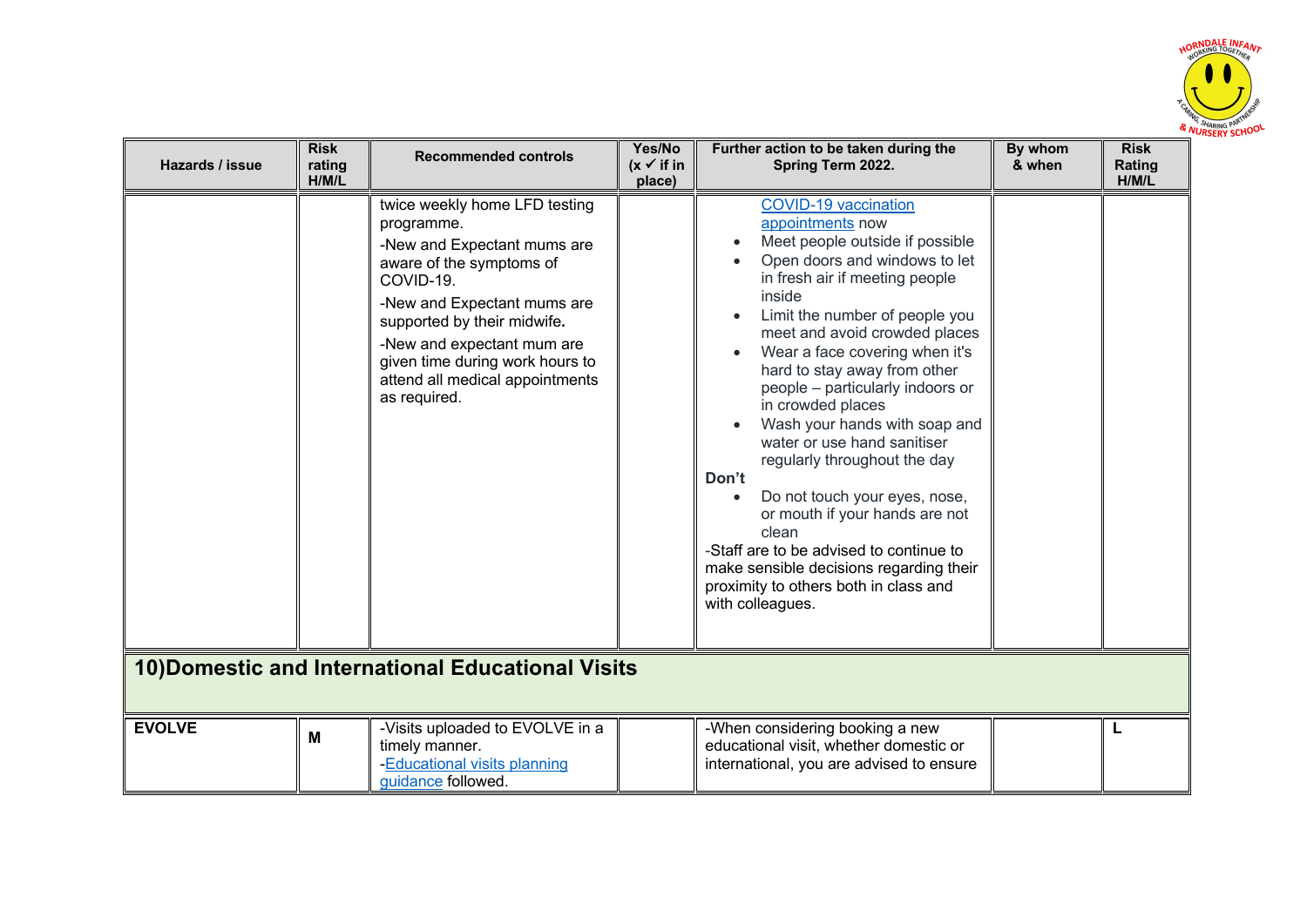| Hazards / issue | Risk rating H/M/L | Recommended controls | Yes/No (x ✓ if in place) | Further action to be taken during the Spring Term 2022. | By whom & when | Risk Rating H/M/L |
|---|---|---|---|---|---|---|
| | | twice weekly home LFD testing programme.<br>-New and Expectant mums are aware of the symptoms of COVID-19.<br>-New and Expectant mums are supported by their midwife**.**<br>-New and expectant mum are given time during work hours to attend all medical appointments as required. | | COVID-19 vaccination appointments now<br>• Meet people outside if possible<br>• Open doors and windows to let in fresh air if meeting people inside<br>• Limit the number of people you meet and avoid crowded places<br>• Wear a face covering when it's hard to stay away from other people – particularly indoors or in crowded places<br>• Wash your hands with soap and water or use hand sanitiser regularly throughout the day<br>**Don't**<br>• Do not touch your eyes, nose, or mouth if your hands are not clean<br>-Staff are to be advised to continue to make sensible decisions regarding their proximity to others both in class and with colleagues. | | |
| **10)Domestic and International Educational Visits** | | | | | | |
| **EVOLVE** | **M** | -Visits uploaded to EVOLVE in a timely manner.<br>-Educational visits planning guidance followed. | | -When considering booking a new educational visit, whether domestic or international, you are advised to ensure | | **L** |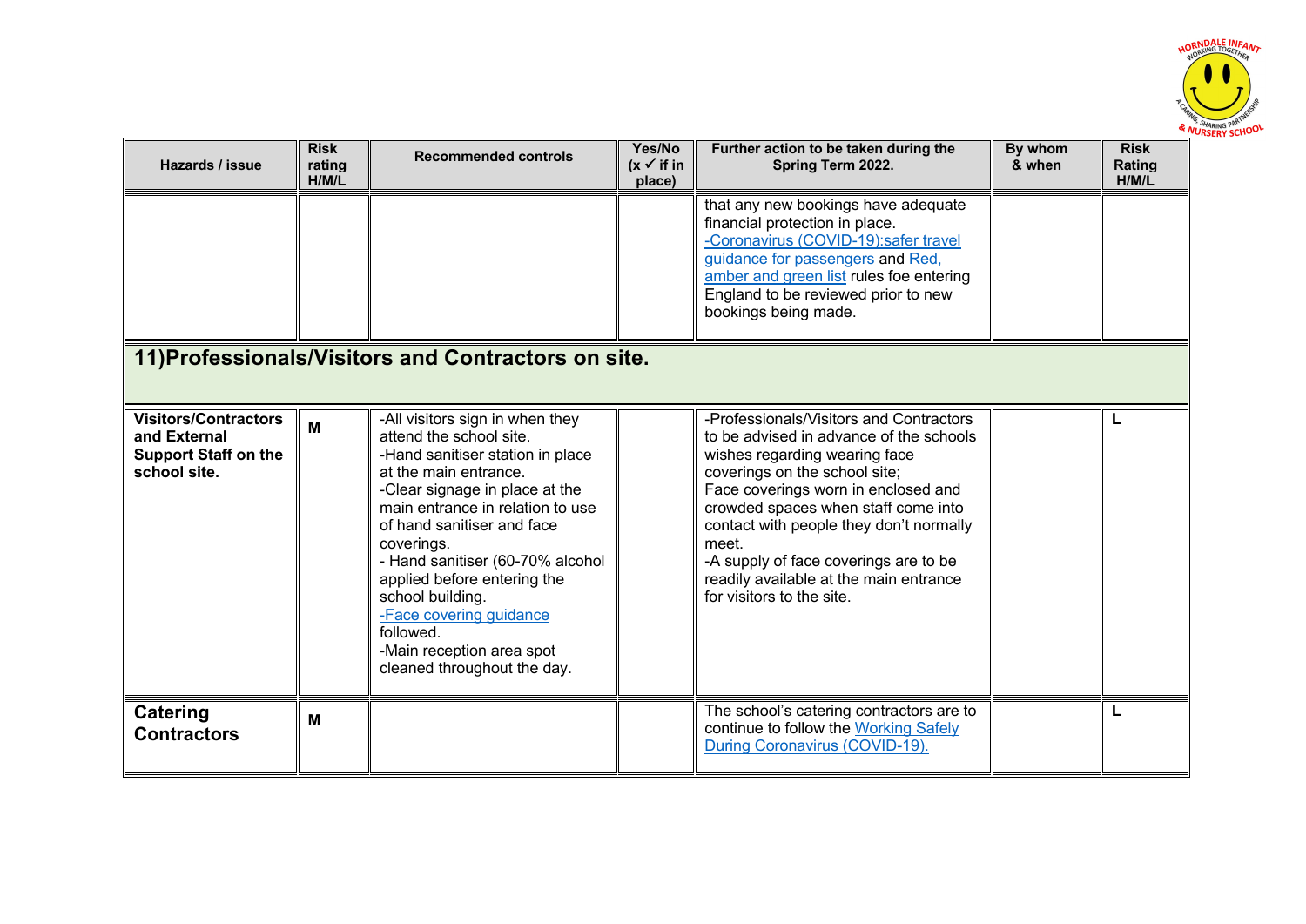| Hazards / issue | Risk rating H/M/L | Recommended controls | Yes/No (x ✓ if in place) | Further action to be taken during the Spring Term 2022. | By whom & when | Risk Rating H/M/L |
|---|---|---|---|---|---|---|
| | | | | that any new bookings have adequate financial protection in place. -Coronavirus (COVID-19):safer travel guidance for passengers and Red, amber and green list rules foe entering England to be reviewed prior to new bookings being made. | | |
| **11)Professionals/Visitors and Contractors on site.** | | | | | | |
| **Visitors/Contractors and External Support Staff on the school site.** | **M** | -All visitors sign in when they attend the school site.<br>-Hand sanitiser station in place at the main entrance.<br>-Clear signage in place at the main entrance in relation to use of hand sanitiser and face coverings.<br>- Hand sanitiser (60-70% alcohol applied before entering the school building.<br>-Face covering guidance followed.<br>-Main reception area spot cleaned throughout the day. | | -Professionals/Visitors and Contractors to be advised in advance of the schools wishes regarding wearing face coverings on the school site;<br>Face coverings worn in enclosed and crowded spaces when staff come into contact with people they don't normally meet.<br>-A supply of face coverings are to be readily available at the main entrance for visitors to the site. | | **L** |
| **Catering Contractors** | **M** | | | The school's catering contractors are to continue to follow the Working Safely During Coronavirus (COVID-19). | | **L** |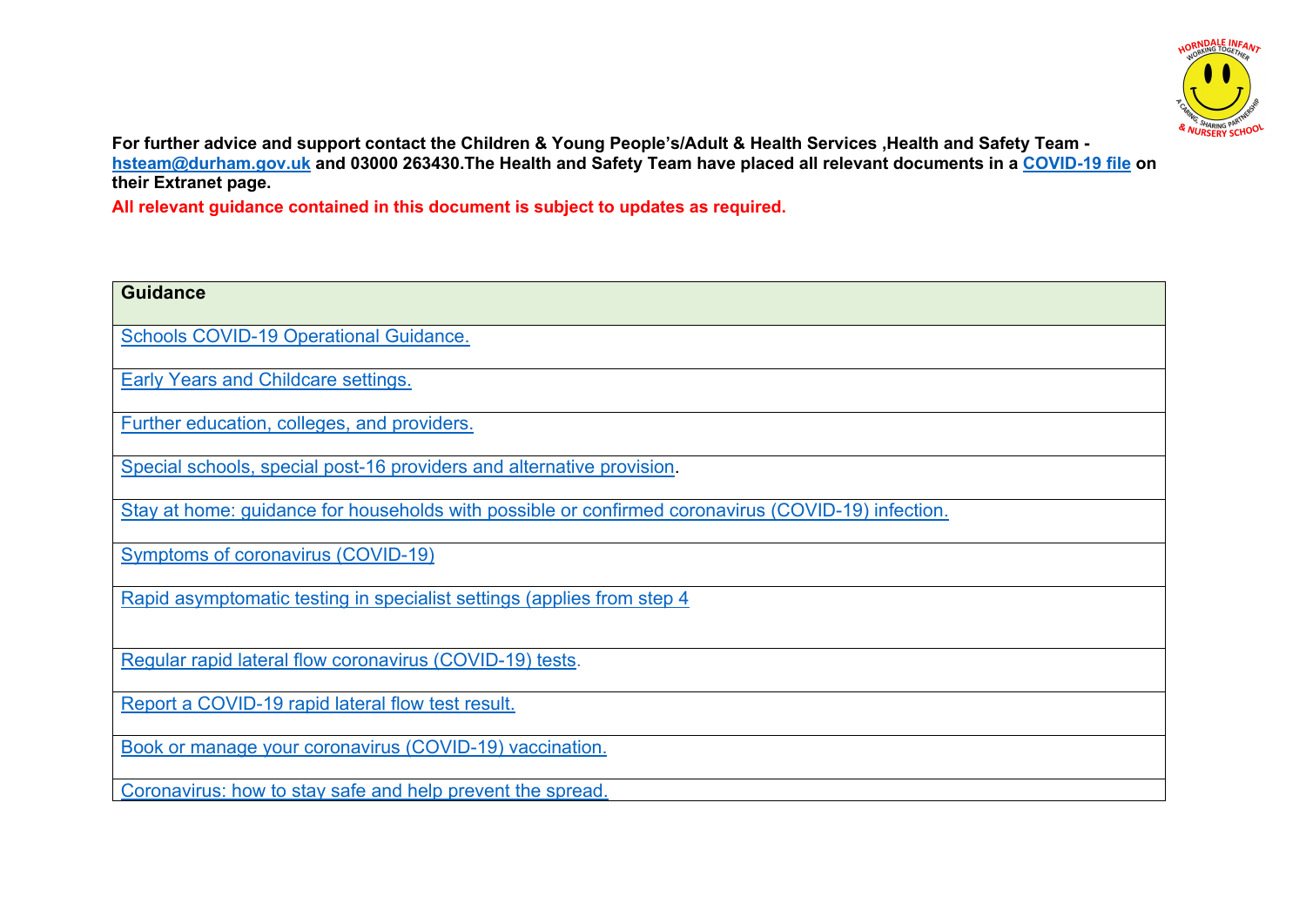**For further advice and support contact the Children & Young People's/Adult & Health Services ,Health and Safety Team - hsteam@durham.gov.uk and 03000 263430.The Health and Safety Team have placed all relevant documents in a COVID-19 file on their Extranet page.**

**All relevant guidance contained in this document is subject to updates as required.**

| Guidance |
|---|
| Schools COVID-19 Operational Guidance. |
| Early Years and Childcare settings. |
| Further education, colleges, and providers. |
| Special schools, special post-16 providers and alternative provision. |
| Stay at home: guidance for households with possible or confirmed coronavirus (COVID-19) infection. |
| Symptoms of coronavirus (COVID-19) |
| Rapid asymptomatic testing in specialist settings (applies from step 4 |
| Regular rapid lateral flow coronavirus (COVID-19) tests. |
| Report a COVID-19 rapid lateral flow test result. |
| Book or manage your coronavirus (COVID-19) vaccination. |
| Coronavirus: how to stay safe and help prevent the spread. |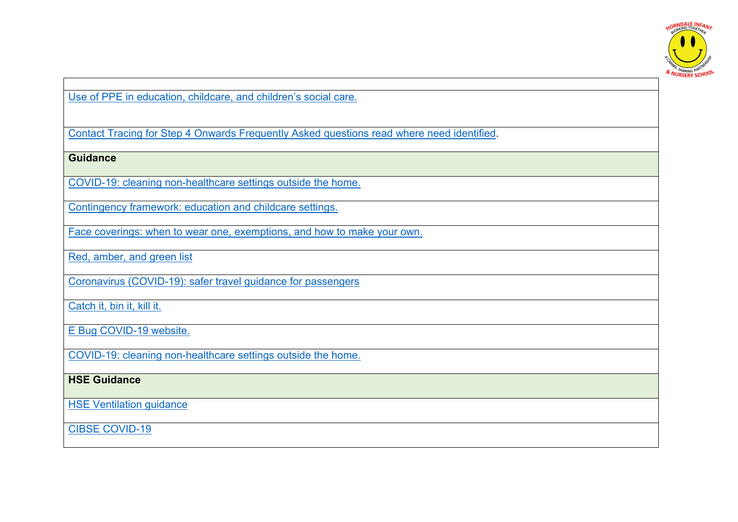| |
|---|
| Use of PPE in education, childcare, and children’s social care. |
| Contact Tracing for Step 4 Onwards Frequently Asked questions read where need identified. |
| **Guidance** |
| COVID-19: cleaning non-healthcare settings outside the home. |
| Contingency framework: education and childcare settings. |
| Face coverings: when to wear one, exemptions, and how to make your own. |
| Red, amber, and green list |
| Coronavirus (COVID-19): safer travel guidance for passengers |
| Catch it, bin it, kill it. |
| E Bug COVID-19 website. |
| COVID-19: cleaning non-healthcare settings outside the home. |
| **HSE Guidance** |
| HSE Ventilation guidance |
| CIBSE COVID-19 |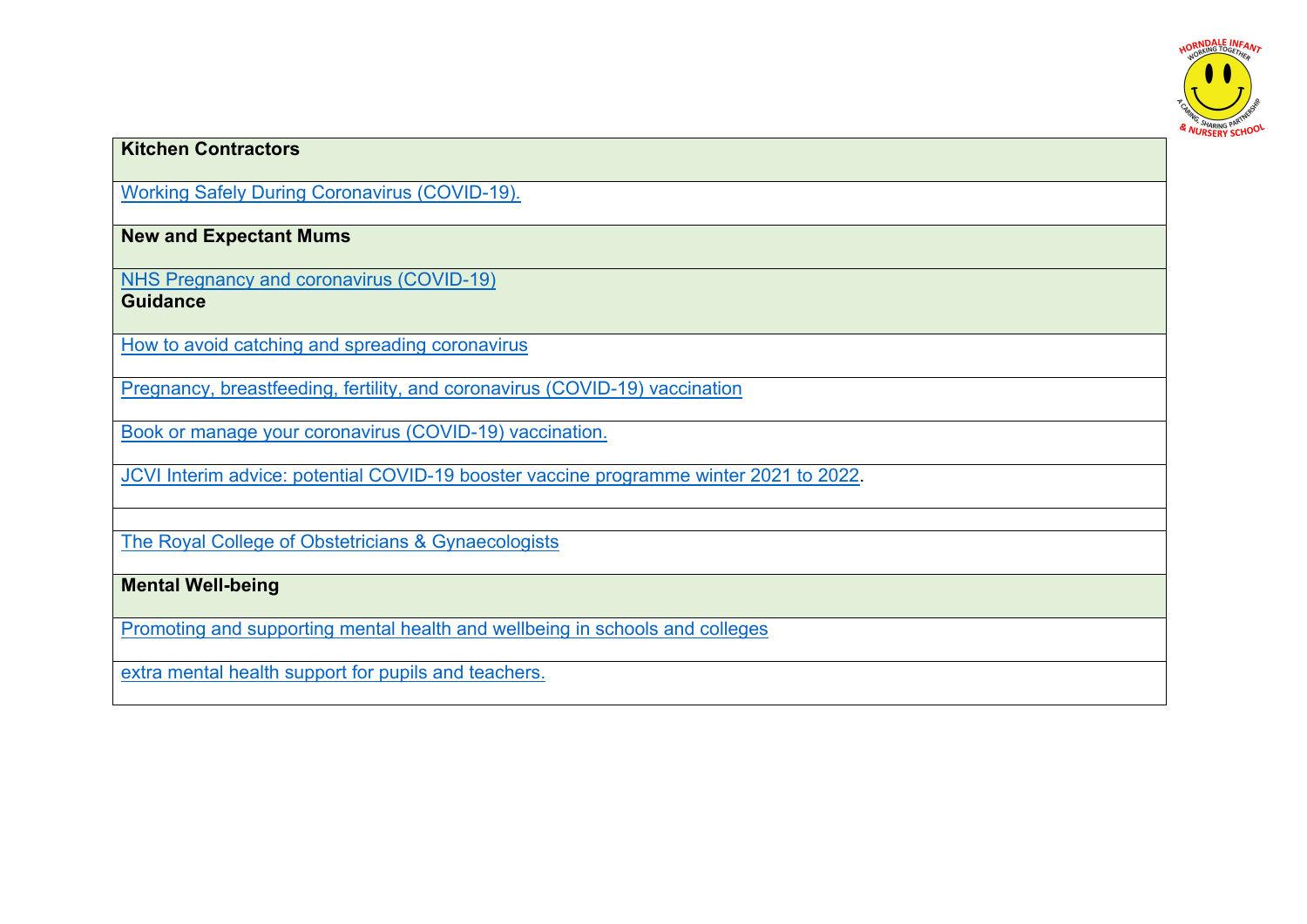| |
|---|
| **Kitchen Contractors** |
| Working Safely During Coronavirus (COVID-19). |
| **New and Expectant Mums** |
| NHS Pregnancy and coronavirus (COVID-19)<br>**Guidance** |
| How to avoid catching and spreading coronavirus |
| Pregnancy, breastfeeding, fertility, and coronavirus (COVID-19) vaccination |
| Book or manage your coronavirus (COVID-19) vaccination. |
| JCVI Interim advice: potential COVID-19 booster vaccine programme winter 2021 to 2022. |
| |
| The Royal College of Obstetricians & Gynaecologists |
| **Mental Well-being** |
| Promoting and supporting mental health and wellbeing in schools and colleges |
| extra mental health support for pupils and teachers. |